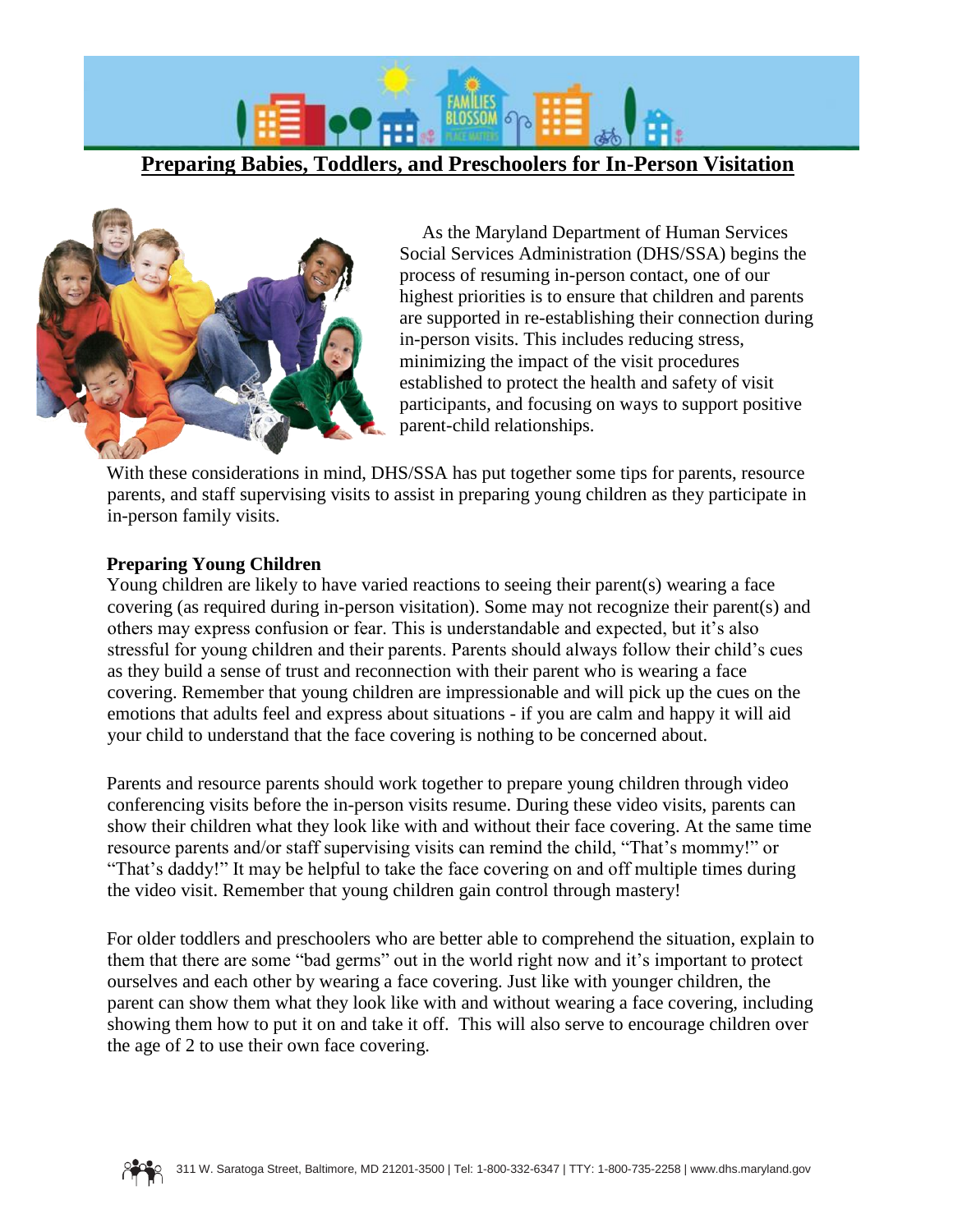# Preparing Babies, Toddlers, and Preschoolers for In-Person Visitation

As the Maryland Department of Human Services Social Services Administration (DHS/SSA) begins the process of resuming in-person contact, one of our highest priorities is to ensure that children and parents are supported in re-establishing their connection during in-person visits. This includes reducing stress, minimizing the impact of the visit procedures established to protect the health and safety of visit participants, and focusing on ways to support positive parent-child relationships.

With these considerations in mind, DHS/SSA has put together some tips for parents, resource parents, and staff supervising visits to assist in preparing young children as they participate in in-person family visits.

**Preparing Young Children**

Young children are likely to have varied reactions to seeing their parent(s) wearing a face covering (as required during in-person visitation). Some may not recognize their parent(s) and others may express confusion or fear. This is understandable and expected, but it's also stressful for young children and their parents. Parents should always follow their child's cues as they build a sense of trust and reconnection with their parent who is wearing a face covering. Remember that young children are impressionable and will pick up the cues on the emotions that adults feel and express about situations - if you are calm and happy it will aid your child to understand that the face covering is nothing to be concerned about.

Parents and resource parents should work together to prepare young children through video conferencing visits before the in-person visits resume. During these video visits, parents can show their children what they look like with and without their face covering. At the same time resource parents and/or staff supervising visits can remind the child, "That's mommy!" or "That's daddy!" It may be helpful to take the face covering on and off multiple times during the video visit. Remember that young children gain control through mastery!

For older toddlers and preschoolers who are better able to comprehend the situation, explain to them that there are some "bad germs" out in the world right now and it's important to protect ourselves and each other by wearing a face covering. Just like with younger children, the parent can show them what they look like with and without wearing a face covering, including showing them how to put it on and take it off. This will also serve to encourage children over the age of 2 to use their own face covering.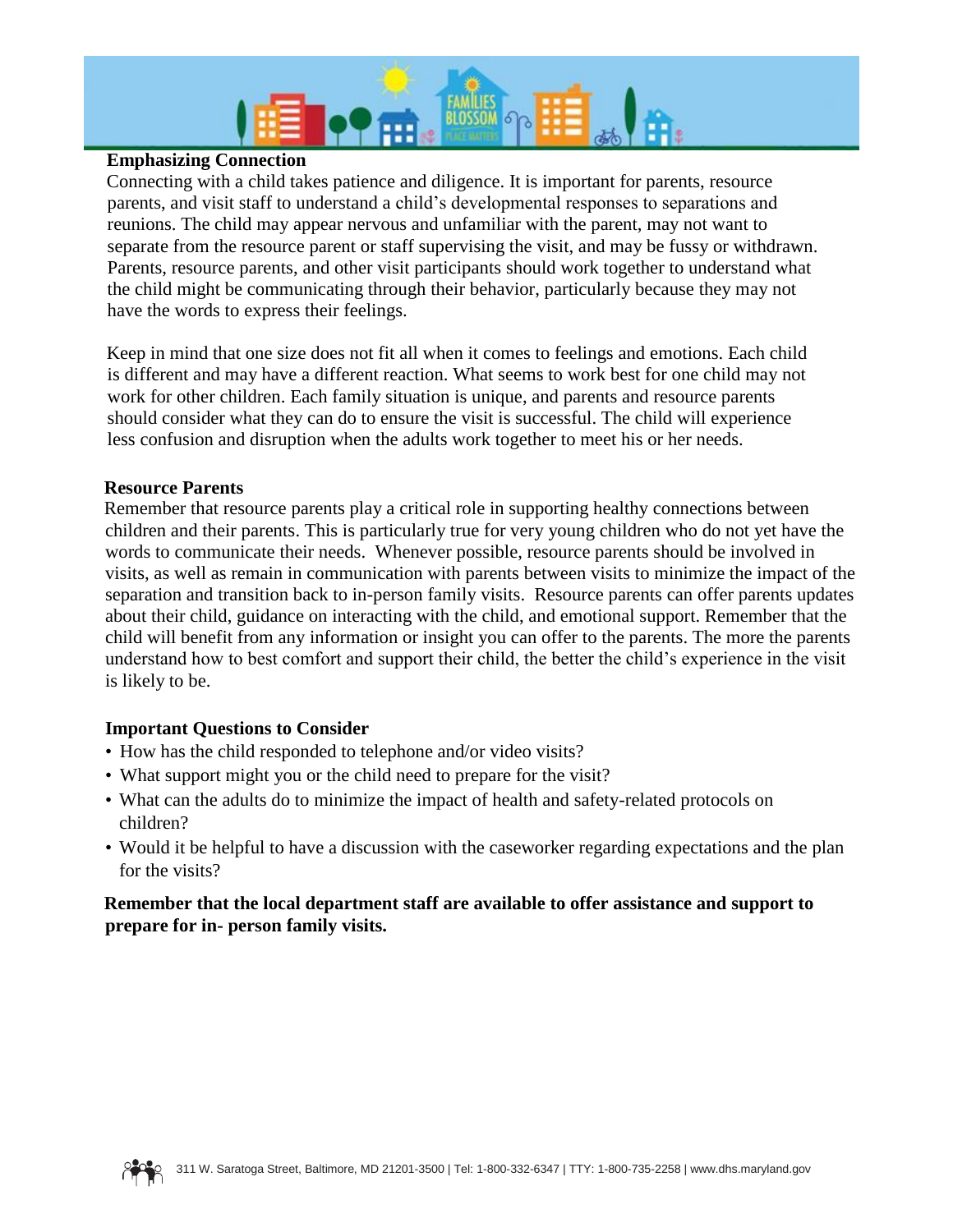## Emphasizing Connection

Connecting with a child takes patience and diligence. It is important for parents, resource parents, and visit staff to understand a child's developmental responses to separations and reunions. The child may appear nervous and unfamiliar with the parent, may not want to separate from the resource parent or staff supervising the visit, and may be fussy or withdrawn. Parents, resource parents, and other visit participants should work together to understand what the child might be communicating through their behavior, particularly because they may not have the words to express their feelings.

Keep in mind that one size does not fit all when it comes to feelings and emotions. Each child is different and may have a different reaction. What seems to work best for one child may not work for other children. Each family situation is unique, and parents and resource parents should consider what they can do to ensure the visit is successful. The child will experience less confusion and disruption when the adults work together to meet his or her needs.

## Resource Parents

Remember that resource parents play a critical role in supporting healthy connections between children and their parents. This is particularly true for very young children who do not yet have the words to communicate their needs. Whenever possible, resource parents should be involved in visits, as well as remain in communication with parents between visits to minimize the impact of the separation and transition back to in-person family visits. Resource parents can offer parents updates about their child, guidance on interacting with the child, and emotional support. Remember that the child will benefit from any information or insight you can offer to the parents. The more the parents understand how to best comfort and support their child, the better the child's experience in the visit is likely to be.

## Important Questions to Consider

- How has the child responded to telephone and/or video visits?
- What support might you or the child need to prepare for the visit?
- What can the adults do to minimize the impact of health and safety-related protocols on children?
- Would it be helpful to have a discussion with the caseworker regarding expectations and the plan for the visits?

**Remember that the local department staff are available to offer assistance and support to prepare for in- person family visits.**

311 W. Saratoga Street, Baltimore, MD 21201-3500 | Tel: 1-800-332-6347 | TTY: 1-800-735-2258 | www.dhs.maryland.gov